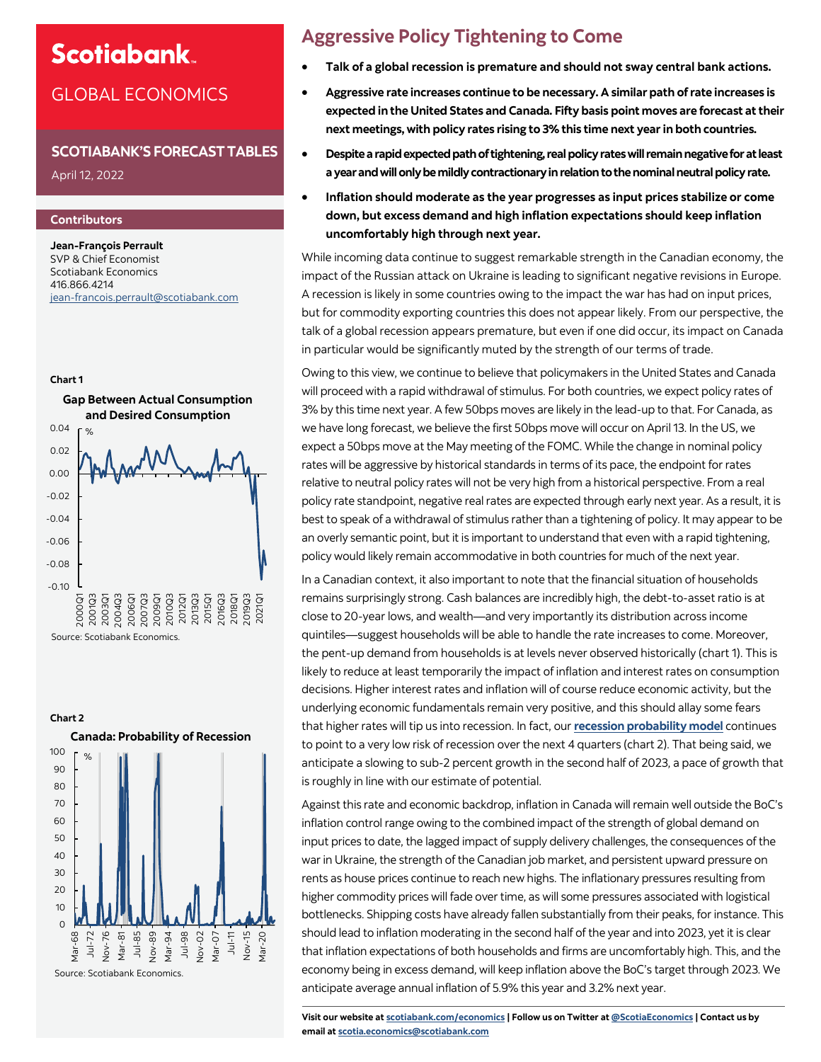# Scotiabank

## GLOBAL ECONOMICS

### SCOTIABANK'S FORECAST TABLES

April 12, 2022

**Contributors**

**Jean-François Perrault**
SVP & Chief Economist
Scotiabank Economics
416.866.4214
jean-francois.perrault@scotiabank.com

**Chart 1**

**Gap Between Actual Consumption and Desired Consumption**

%
0.04
0.02
0.00
-0.02
-0.04
-0.06
-0.08
-0.10
2000Q1 2001Q3 2003Q1 2004Q3 2006Q1 2007Q3 2009Q1 2010Q3 2012Q1 2013Q3 2015Q1 2016Q3 2018Q1 2019Q3 2021Q1

Source: Scotiabank Economics.

**Chart 2**

**Canada: Probability of Recession**

%
100
90
80
70
60
50
40
30
20
10
0
Mar-68 Jul-72 Nov-76 Mar-81 Jul-85 Nov-89 Mar-94 Jul-98 Nov-02 Mar-07 Jul-11 Nov-15 Mar-20

Source: Scotiabank Economics.

## Aggressive Policy Tightening to Come

- **Talk of a global recession is premature and should not sway central bank actions.**
- **Aggressive rate increases continue to be necessary. A similar path of rate increases is expected in the United States and Canada. Fifty basis point moves are forecast at their next meetings, with policy rates rising to 3% this time next year in both countries.**
- **Despite a rapid expected path of tightening, real policy rates will remain negative for at least a year and will only be mildly contractionary in relation to the nominal neutral policy rate.**
- **Inflation should moderate as the year progresses as input prices stabilize or come down, but excess demand and high inflation expectations should keep inflation uncomfortably high through next year.**

While incoming data continue to suggest remarkable strength in the Canadian economy, the impact of the Russian attack on Ukraine is leading to significant negative revisions in Europe. A recession is likely in some countries owing to the impact the war has had on input prices, but for commodity exporting countries this does not appear likely. From our perspective, the talk of a global recession appears premature, but even if one did occur, its impact on Canada in particular would be significantly muted by the strength of our terms of trade.

Owing to this view, we continue to believe that policymakers in the United States and Canada will proceed with a rapid withdrawal of stimulus. For both countries, we expect policy rates of 3% by this time next year. A few 50bps moves are likely in the lead-up to that. For Canada, as we have long forecast, we believe the first 50bps move will occur on April 13. In the US, we expect a 50bps move at the May meeting of the FOMC. While the change in nominal policy rates will be aggressive by historical standards in terms of its pace, the endpoint for rates relative to neutral policy rates will not be very high from a historical perspective. From a real policy rate standpoint, negative real rates are expected through early next year. As a result, it is best to speak of a withdrawal of stimulus rather than a tightening of policy. It may appear to be an overly semantic point, but it is important to understand that even with a rapid tightening, policy would likely remain accommodative in both countries for much of the next year.

In a Canadian context, it also important to note that the financial situation of households remains surprisingly strong. Cash balances are incredibly high, the debt-to-asset ratio is at close to 20-year lows, and wealth—and very importantly its distribution across income quintiles—suggest households will be able to handle the rate increases to come. Moreover, the pent-up demand from households is at levels never observed historically (chart 1). This is likely to reduce at least temporarily the impact of inflation and interest rates on consumption decisions. Higher interest rates and inflation will of course reduce economic activity, but the underlying economic fundamentals remain very positive, and this should allay some fears that higher rates will tip us into recession. In fact, our **recession probability model** continues to point to a very low risk of recession over the next 4 quarters (chart 2). That being said, we anticipate a slowing to sub-2 percent growth in the second half of 2023, a pace of growth that is roughly in line with our estimate of potential.

Against this rate and economic backdrop, inflation in Canada will remain well outside the BoC's inflation control range owing to the combined impact of the strength of global demand on input prices to date, the lagged impact of supply delivery challenges, the consequences of the war in Ukraine, the strength of the Canadian job market, and persistent upward pressure on rents as house prices continue to reach new highs. The inflationary pressures resulting from higher commodity prices will fade over time, as will some pressures associated with logistical bottlenecks. Shipping costs have already fallen substantially from their peaks, for instance. This should lead to inflation moderating in the second half of the year and into 2023, yet it is clear that inflation expectations of both households and firms are uncomfortably high. This, and the economy being in excess demand, will keep inflation above the BoC's target through 2023. We anticipate average annual inflation of 5.9% this year and 3.2% next year.

**Visit our website at scotiabank.com/economics | Follow us on Twitter at @ScotiaEconomics | Contact us by email at scotia.economics@scotiabank.com**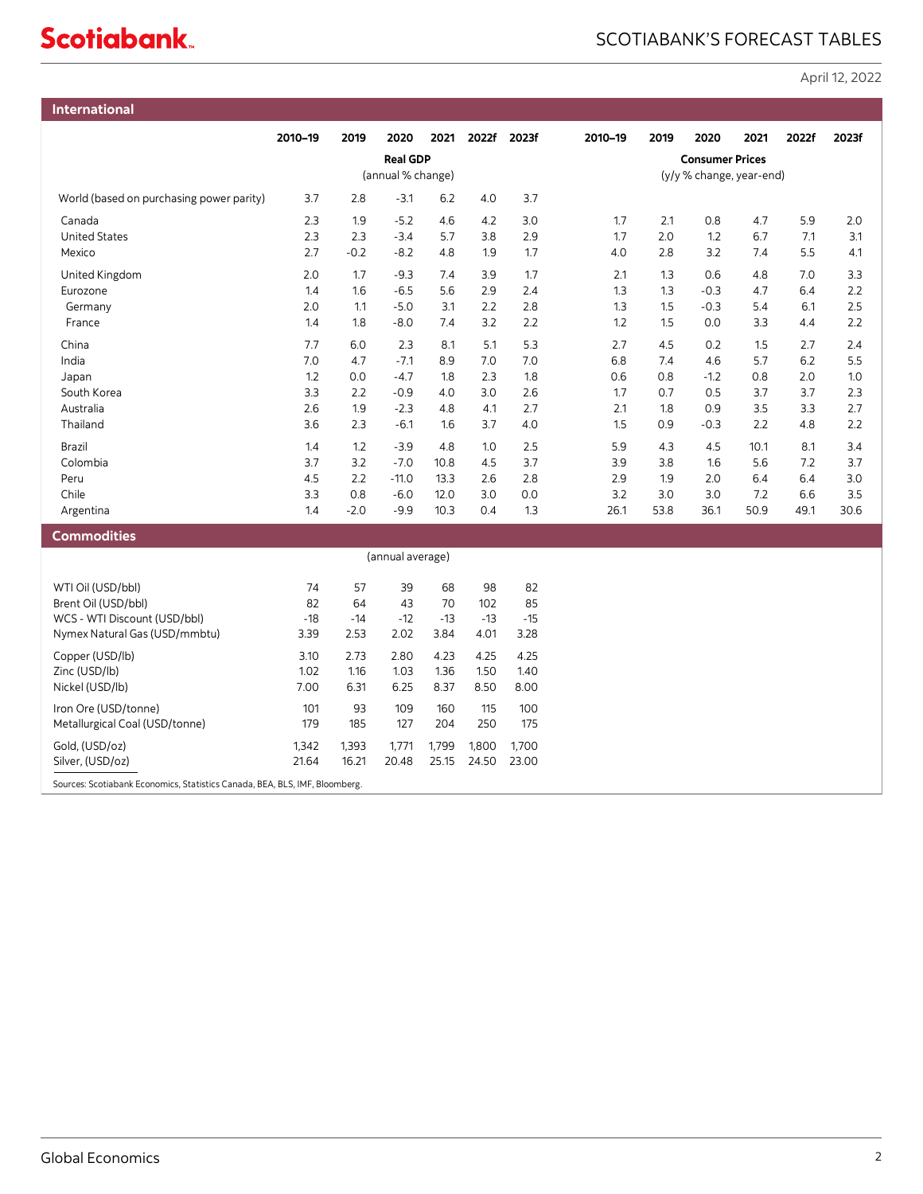Scotiabank

# SCOTIABANK'S FORECAST TABLES

April 12, 2022

## International

| | 2010–19 | 2019 | 2020 | 2021 | 2022f | 2023f | 2010–19 | 2019 | 2020 | 2021 | 2022f | 2023f |
|---|---|---|---|---|---|---|---|---|---|---|---|---|
| | **Real GDP** (annual % change) | | | | | | **Consumer Prices** (y/y % change, year-end) | | | | | |
| World (based on purchasing power parity) | 3.7 | 2.8 | -3.1 | 6.2 | 4.0 | 3.7 | | | | | | |
| Canada | 2.3 | 1.9 | -5.2 | 4.6 | 4.2 | 3.0 | 1.7 | 2.1 | 0.8 | 4.7 | 5.9 | 2.0 |
| United States | 2.3 | 2.3 | -3.4 | 5.7 | 3.8 | 2.9 | 1.7 | 2.0 | 1.2 | 6.7 | 7.1 | 3.1 |
| Mexico | 2.7 | -0.2 | -8.2 | 4.8 | 1.9 | 1.7 | 4.0 | 2.8 | 3.2 | 7.4 | 5.5 | 4.1 |
| United Kingdom | 2.0 | 1.7 | -9.3 | 7.4 | 3.9 | 1.7 | 2.1 | 1.3 | 0.6 | 4.8 | 7.0 | 3.3 |
| Eurozone | 1.4 | 1.6 | -6.5 | 5.6 | 2.9 | 2.4 | 1.3 | 1.3 | -0.3 | 4.7 | 6.4 | 2.2 |
| Germany | 2.0 | 1.1 | -5.0 | 3.1 | 2.2 | 2.8 | 1.3 | 1.5 | -0.3 | 5.4 | 6.1 | 2.5 |
| France | 1.4 | 1.8 | -8.0 | 7.4 | 3.2 | 2.2 | 1.2 | 1.5 | 0.0 | 3.3 | 4.4 | 2.2 |
| China | 7.7 | 6.0 | 2.3 | 8.1 | 5.1 | 5.3 | 2.7 | 4.5 | 0.2 | 1.5 | 2.7 | 2.4 |
| India | 7.0 | 4.7 | -7.1 | 8.9 | 7.0 | 7.0 | 6.8 | 7.4 | 4.6 | 5.7 | 6.2 | 5.5 |
| Japan | 1.2 | 0.0 | -4.7 | 1.8 | 2.3 | 1.8 | 0.6 | 0.8 | -1.2 | 0.8 | 2.0 | 1.0 |
| South Korea | 3.3 | 2.2 | -0.9 | 4.0 | 3.0 | 2.6 | 1.7 | 0.7 | 0.5 | 3.7 | 3.7 | 2.3 |
| Australia | 2.6 | 1.9 | -2.3 | 4.8 | 4.1 | 2.7 | 2.1 | 1.8 | 0.9 | 3.5 | 3.3 | 2.7 |
| Thailand | 3.6 | 2.3 | -6.1 | 1.6 | 3.7 | 4.0 | 1.5 | 0.9 | -0.3 | 2.2 | 4.8 | 2.2 |
| Brazil | 1.4 | 1.2 | -3.9 | 4.8 | 1.0 | 2.5 | 5.9 | 4.3 | 4.5 | 10.1 | 8.1 | 3.4 |
| Colombia | 3.7 | 3.2 | -7.0 | 10.8 | 4.5 | 3.7 | 3.9 | 3.8 | 1.6 | 5.6 | 7.2 | 3.7 |
| Peru | 4.5 | 2.2 | -11.0 | 13.3 | 2.6 | 2.8 | 2.9 | 1.9 | 2.0 | 6.4 | 6.4 | 3.0 |
| Chile | 3.3 | 0.8 | -6.0 | 12.0 | 3.0 | 0.0 | 3.2 | 3.0 | 3.0 | 7.2 | 6.6 | 3.5 |
| Argentina | 1.4 | -2.0 | -9.9 | 10.3 | 0.4 | 1.3 | 26.1 | 53.8 | 36.1 | 50.9 | 49.1 | 30.6 |

## Commodities

| | 2010–19 | 2019 | 2020 | 2021 | 2022f | 2023f |
|---|---|---|---|---|---|---|
| | (annual average) | | | | | |
| WTI Oil (USD/bbl) | 74 | 57 | 39 | 68 | 98 | 82 |
| Brent Oil (USD/bbl) | 82 | 64 | 43 | 70 | 102 | 85 |
| WCS - WTI Discount (USD/bbl) | -18 | -14 | -12 | -13 | -13 | -15 |
| Nymex Natural Gas (USD/mmbtu) | 3.39 | 2.53 | 2.02 | 3.84 | 4.01 | 3.28 |
| Copper (USD/lb) | 3.10 | 2.73 | 2.80 | 4.23 | 4.25 | 4.25 |
| Zinc (USD/lb) | 1.02 | 1.16 | 1.03 | 1.36 | 1.50 | 1.40 |
| Nickel (USD/lb) | 7.00 | 6.31 | 6.25 | 8.37 | 8.50 | 8.00 |
| Iron Ore (USD/tonne) | 101 | 93 | 109 | 160 | 115 | 100 |
| Metallurgical Coal (USD/tonne) | 179 | 185 | 127 | 204 | 250 | 175 |
| Gold, (USD/oz) | 1,342 | 1,393 | 1,771 | 1,799 | 1,800 | 1,700 |
| Silver, (USD/oz) | 21.64 | 16.21 | 20.48 | 25.15 | 24.50 | 23.00 |

Sources: Scotiabank Economics, Statistics Canada, BEA, BLS, IMF, Bloomberg.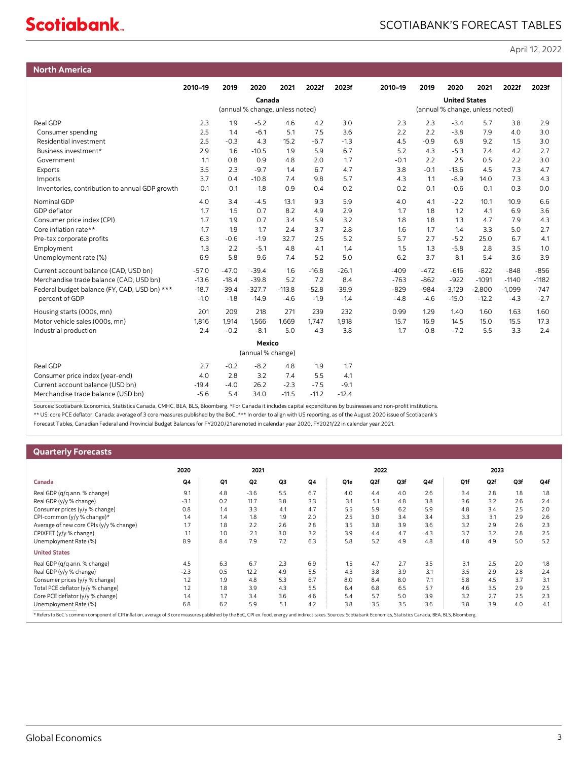# SCOTIABANK'S FORECAST TABLES

April 12, 2022

## North America

| | 2010–19 | 2019 | 2020 | 2021 | 2022f | 2023f | 2010–19 | 2019 | 2020 | 2021 | 2022f | 2023f |
|---|---|---|---|---|---|---|---|---|---|---|---|---|
| | | | **Canada** (annual % change, unless noted) | | | | | | **United States** (annual % change, unless noted) | | | |
| Real GDP | 2.3 | 1.9 | -5.2 | 4.6 | 4.2 | 3.0 | 2.3 | 2.3 | -3.4 | 5.7 | 3.8 | 2.9 |
| Consumer spending | 2.5 | 1.4 | -6.1 | 5.1 | 7.5 | 3.6 | 2.2 | 2.2 | -3.8 | 7.9 | 4.0 | 3.0 |
| Residential investment | 2.5 | -0.3 | 4.3 | 15.2 | -6.7 | -1.3 | 4.5 | -0.9 | 6.8 | 9.2 | 1.5 | 3.0 |
| Business investment* | 2.9 | 1.6 | -10.5 | 1.9 | 5.9 | 6.7 | 5.2 | 4.3 | -5.3 | 7.4 | 4.2 | 2.7 |
| Government | 1.1 | 0.8 | 0.9 | 4.8 | 2.0 | 1.7 | -0.1 | 2.2 | 2.5 | 0.5 | 2.2 | 3.0 |
| Exports | 3.5 | 2.3 | -9.7 | 1.4 | 6.7 | 4.7 | 3.8 | -0.1 | -13.6 | 4.5 | 7.3 | 4.7 |
| Imports | 3.7 | 0.4 | -10.8 | 7.4 | 9.8 | 5.7 | 4.3 | 1.1 | -8.9 | 14.0 | 7.3 | 4.3 |
| Inventories, contribution to annual GDP growth | 0.1 | 0.1 | -1.8 | 0.9 | 0.4 | 0.2 | 0.2 | 0.1 | -0.6 | 0.1 | 0.3 | 0.0 |
| Nominal GDP | 4.0 | 3.4 | -4.5 | 13.1 | 9.3 | 5.9 | 4.0 | 4.1 | -2.2 | 10.1 | 10.9 | 6.6 |
| GDP deflator | 1.7 | 1.5 | 0.7 | 8.2 | 4.9 | 2.9 | 1.7 | 1.8 | 1.2 | 4.1 | 6.9 | 3.6 |
| Consumer price index (CPI) | 1.7 | 1.9 | 0.7 | 3.4 | 5.9 | 3.2 | 1.8 | 1.8 | 1.3 | 4.7 | 7.9 | 4.3 |
| Core inflation rate** | 1.7 | 1.9 | 1.7 | 2.4 | 3.7 | 2.8 | 1.6 | 1.7 | 1.4 | 3.3 | 5.0 | 2.7 |
| Pre-tax corporate profits | 6.3 | -0.6 | -1.9 | 32.7 | 2.5 | 5.2 | 5.7 | 2.7 | -5.2 | 25.0 | 6.7 | 4.1 |
| Employment | 1.3 | 2.2 | -5.1 | 4.8 | 4.1 | 1.4 | 1.5 | 1.3 | -5.8 | 2.8 | 3.5 | 1.0 |
| Unemployment rate (%) | 6.9 | 5.8 | 9.6 | 7.4 | 5.2 | 5.0 | 6.2 | 3.7 | 8.1 | 5.4 | 3.6 | 3.9 |
| Current account balance (CAD, USD bn) | -57.0 | -47.0 | -39.4 | 1.6 | -16.8 | -26.1 | -409 | -472 | -616 | -822 | -848 | -856 |
| Merchandise trade balance (CAD, USD bn) | -13.6 | -18.4 | -39.8 | 5.2 | 7.2 | 8.4 | -763 | -862 | -922 | -1091 | -1140 | -1182 |
| Federal budget balance (FY, CAD, USD bn) *** | -18.7 | -39.4 | -327.7 | -113.8 | -52.8 | -39.9 | -829 | -984 | -3,129 | -2,800 | -1,099 | -747 |
| percent of GDP | -1.0 | -1.8 | -14.9 | -4.6 | -1.9 | -1.4 | -4.8 | -4.6 | -15.0 | -12.2 | -4.3 | -2.7 |
| Housing starts (000s, mn) | 201 | 209 | 218 | 271 | 239 | 232 | 0.99 | 1.29 | 1.40 | 1.60 | 1.63 | 1.60 |
| Motor vehicle sales (000s, mn) | 1,816 | 1,914 | 1,566 | 1,669 | 1,747 | 1,918 | 15.7 | 16.9 | 14.5 | 15.0 | 15.5 | 17.3 |
| Industrial production | 2.4 | -0.2 | -8.1 | 5.0 | 4.3 | 3.8 | 1.7 | -0.8 | -7.2 | 5.5 | 3.3 | 2.4 |
| | | | **Mexico** (annual % change) | | | | | | | | | |
| Real GDP | 2.7 | -0.2 | -8.2 | 4.8 | 1.9 | 1.7 | | | | | | |
| Consumer price index (year-end) | 4.0 | 2.8 | 3.2 | 7.4 | 5.5 | 4.1 | | | | | | |
| Current account balance (USD bn) | -19.4 | -4.0 | 26.2 | -2.3 | -7.5 | -9.1 | | | | | | |
| Merchandise trade balance (USD bn) | -5.6 | 5.4 | 34.0 | -11.5 | -11.2 | -12.4 | | | | | | |

Sources: Scotiabank Economics, Statistics Canada, CMHC, BEA, BLS, Bloomberg. *For Canada it includes capital expenditures by businesses and non-profit institutions.
** US: core PCE deflator; Canada: average of 3 core measures published by the BoC. *** In order to align with US reporting, as of the August 2020 issue of Scotiabank's Forecast Tables, Canadian Federal and Provincial Budget Balances for FY2020/21 are noted in calendar year 2020, FY2021/22 in calendar year 2021.

## Quarterly Forecasts

| | 2020 | 2021 | | | | 2022 | | | | 2023 | | | |
|---|---|---|---|---|---|---|---|---|---|---|---|---|---|
| | Q4 | Q1 | Q2 | Q3 | Q4 | Q1e | Q2f | Q3f | Q4f | Q1f | Q2f | Q3f | Q4f |
| **Canada** | | | | | | | | | | | | | |
| Real GDP (q/q ann. % change) | 9.1 | 4.8 | -3.6 | 5.5 | 6.7 | 4.0 | 4.4 | 4.0 | 2.6 | 3.4 | 2.8 | 1.8 | 1.8 |
| Real GDP (y/y % change) | -3.1 | 0.2 | 11.7 | 3.8 | 3.3 | 3.1 | 5.1 | 4.8 | 3.8 | 3.6 | 3.2 | 2.6 | 2.4 |
| Consumer prices (y/y % change) | 0.8 | 1.4 | 3.3 | 4.1 | 4.7 | 5.5 | 5.9 | 6.2 | 5.9 | 4.8 | 3.4 | 2.5 | 2.0 |
| CPI-common (y/y % change)* | 1.4 | 1.4 | 1.8 | 1.9 | 2.0 | 2.5 | 3.0 | 3.4 | 3.4 | 3.3 | 3.1 | 2.9 | 2.6 |
| Average of new core CPIs (y/y % change) | 1.7 | 1.8 | 2.2 | 2.6 | 2.8 | 3.5 | 3.8 | 3.9 | 3.6 | 3.2 | 2.9 | 2.6 | 2.3 |
| CPIXFET (y/y % change) | 1.1 | 1.0 | 2.1 | 3.0 | 3.2 | 3.9 | 4.4 | 4.7 | 4.3 | 3.7 | 3.2 | 2.8 | 2.5 |
| Unemployment Rate (%) | 8.9 | 8.4 | 7.9 | 7.2 | 6.3 | 5.8 | 5.2 | 4.9 | 4.8 | 4.8 | 4.9 | 5.0 | 5.2 |
| **United States** | | | | | | | | | | | | | |
| Real GDP (q/q ann. % change) | 4.5 | 6.3 | 6.7 | 2.3 | 6.9 | 1.5 | 4.7 | 2.7 | 3.5 | 3.1 | 2.5 | 2.0 | 1.8 |
| Real GDP (y/y % change) | -2.3 | 0.5 | 12.2 | 4.9 | 5.5 | 4.3 | 3.8 | 3.9 | 3.1 | 3.5 | 2.9 | 2.8 | 2.4 |
| Consumer prices (y/y % change) | 1.2 | 1.9 | 4.8 | 5.3 | 6.7 | 8.0 | 8.4 | 8.0 | 7.1 | 5.8 | 4.5 | 3.7 | 3.1 |
| Total PCE deflator (y/y % change) | 1.2 | 1.8 | 3.9 | 4.3 | 5.5 | 6.4 | 6.8 | 6.5 | 5.7 | 4.6 | 3.5 | 2.9 | 2.5 |
| Core PCE deflator (y/y % change) | 1.4 | 1.7 | 3.4 | 3.6 | 4.6 | 5.4 | 5.7 | 5.0 | 3.9 | 3.2 | 2.7 | 2.5 | 2.3 |
| Unemployment Rate (%) | 6.8 | 6.2 | 5.9 | 5.1 | 4.2 | 3.8 | 3.5 | 3.5 | 3.6 | 3.8 | 3.9 | 4.0 | 4.1 |

* Refers to BoC's common component of CPI inflation, average of 3 core measures published by the BoC, CPI ex. food, energy and indirect taxes. Sources: Scotiabank Economics, Statistics Canada, BEA, BLS, Bloomberg.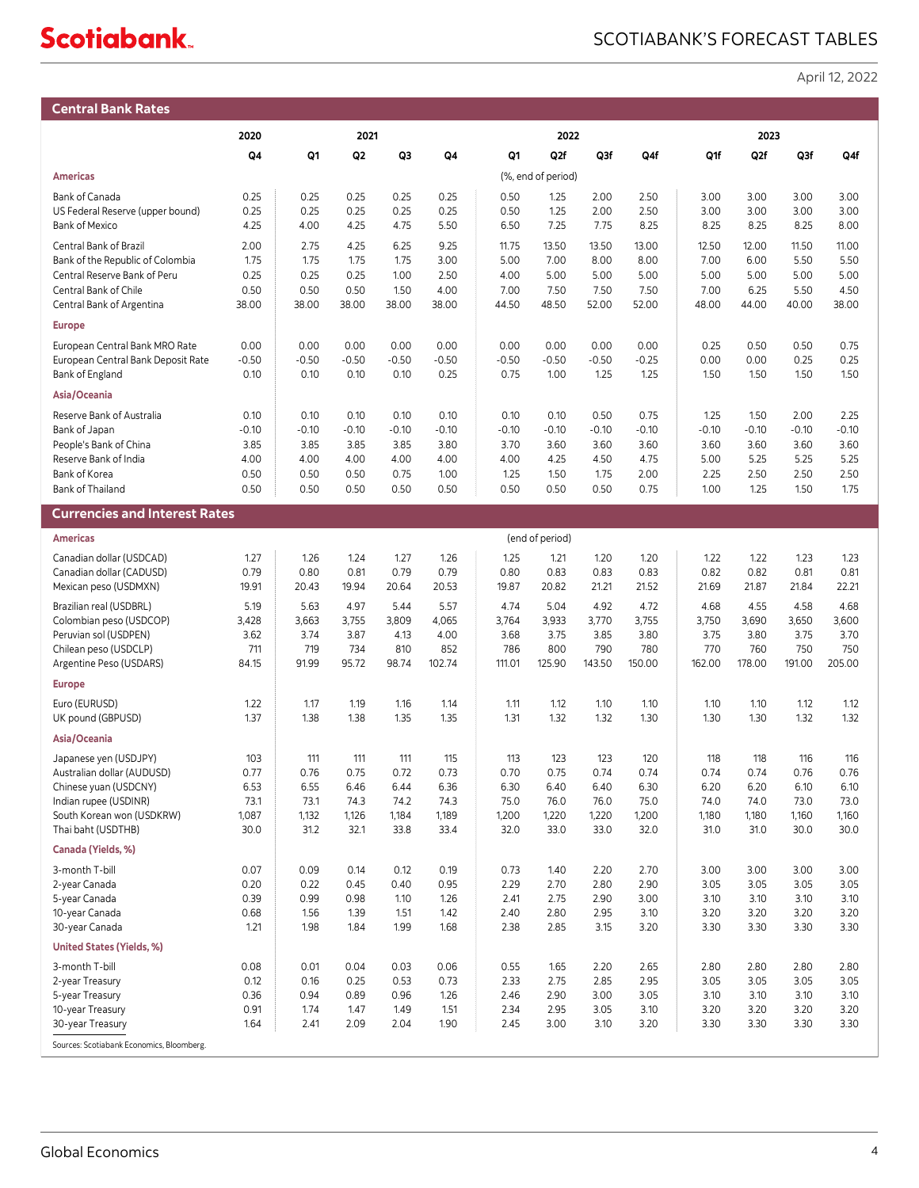# SCOTIABANK'S FORECAST TABLES

April 12, 2022

## Central Bank Rates

| | 2020 | 2021 | | | | 2022 | | | | 2023 | | | |
|---|---|---|---|---|---|---|---|---|---|---|---|---|---|
| | Q4 | Q1 | Q2 | Q3 | Q4 | Q1 | Q2f | Q3f | Q4f | Q1f | Q2f | Q3f | Q4f |
| **Americas** | | | | | | (%, end of period) | | | | | | | |
| Bank of Canada | 0.25 | 0.25 | 0.25 | 0.25 | 0.25 | 0.50 | 1.25 | 2.00 | 2.50 | 3.00 | 3.00 | 3.00 | 3.00 |
| US Federal Reserve (upper bound) | 0.25 | 0.25 | 0.25 | 0.25 | 0.25 | 0.50 | 1.25 | 2.00 | 2.50 | 3.00 | 3.00 | 3.00 | 3.00 |
| Bank of Mexico | 4.25 | 4.00 | 4.25 | 4.75 | 5.50 | 6.50 | 7.25 | 7.75 | 8.25 | 8.25 | 8.25 | 8.25 | 8.00 |
| Central Bank of Brazil | 2.00 | 2.75 | 4.25 | 6.25 | 9.25 | 11.75 | 13.50 | 13.50 | 13.00 | 12.50 | 12.00 | 11.50 | 11.00 |
| Bank of the Republic of Colombia | 1.75 | 1.75 | 1.75 | 1.75 | 3.00 | 5.00 | 7.00 | 8.00 | 8.00 | 7.00 | 6.00 | 5.50 | 5.50 |
| Central Reserve Bank of Peru | 0.25 | 0.25 | 0.25 | 1.00 | 2.50 | 4.00 | 5.00 | 5.00 | 5.00 | 5.00 | 5.00 | 5.00 | 5.00 |
| Central Bank of Chile | 0.50 | 0.50 | 0.50 | 1.50 | 4.00 | 7.00 | 7.50 | 7.50 | 7.50 | 7.00 | 6.25 | 5.50 | 4.50 |
| Central Bank of Argentina | 38.00 | 38.00 | 38.00 | 38.00 | 38.00 | 44.50 | 48.50 | 52.00 | 52.00 | 48.00 | 44.00 | 40.00 | 38.00 |
| **Europe** | | | | | | | | | | | | | |
| European Central Bank MRO Rate | 0.00 | 0.00 | 0.00 | 0.00 | 0.00 | 0.00 | 0.00 | 0.00 | 0.00 | 0.25 | 0.50 | 0.50 | 0.75 |
| European Central Bank Deposit Rate | -0.50 | -0.50 | -0.50 | -0.50 | -0.50 | -0.50 | -0.50 | -0.50 | -0.25 | 0.00 | 0.00 | 0.25 | 0.25 |
| Bank of England | 0.10 | 0.10 | 0.10 | 0.10 | 0.25 | 0.75 | 1.00 | 1.25 | 1.25 | 1.50 | 1.50 | 1.50 | 1.50 |
| **Asia/Oceania** | | | | | | | | | | | | | |
| Reserve Bank of Australia | 0.10 | 0.10 | 0.10 | 0.10 | 0.10 | 0.10 | 0.10 | 0.50 | 0.75 | 1.25 | 1.50 | 2.00 | 2.25 |
| Bank of Japan | -0.10 | -0.10 | -0.10 | -0.10 | -0.10 | -0.10 | -0.10 | -0.10 | -0.10 | -0.10 | -0.10 | -0.10 | -0.10 |
| People's Bank of China | 3.85 | 3.85 | 3.85 | 3.85 | 3.80 | 3.70 | 3.60 | 3.60 | 3.60 | 3.60 | 3.60 | 3.60 | 3.60 |
| Reserve Bank of India | 4.00 | 4.00 | 4.00 | 4.00 | 4.00 | 4.00 | 4.25 | 4.50 | 4.75 | 5.00 | 5.25 | 5.25 | 5.25 |
| Bank of Korea | 0.50 | 0.50 | 0.50 | 0.75 | 1.00 | 1.25 | 1.50 | 1.75 | 2.00 | 2.25 | 2.50 | 2.50 | 2.50 |
| Bank of Thailand | 0.50 | 0.50 | 0.50 | 0.50 | 0.50 | 0.50 | 0.50 | 0.50 | 0.75 | 1.00 | 1.25 | 1.50 | 1.75 |

## Currencies and Interest Rates

| | 2020 | 2021 | | | | 2022 | | | | 2023 | | | |
|---|---|---|---|---|---|---|---|---|---|---|---|---|---|
| | Q4 | Q1 | Q2 | Q3 | Q4 | Q1 | Q2f | Q3f | Q4f | Q1f | Q2f | Q3f | Q4f |
| **Americas** | | | | | | (end of period) | | | | | | | |
| Canadian dollar (USDCAD) | 1.27 | 1.26 | 1.24 | 1.27 | 1.26 | 1.25 | 1.21 | 1.20 | 1.20 | 1.22 | 1.22 | 1.23 | 1.23 |
| Canadian dollar (CADUSD) | 0.79 | 0.80 | 0.81 | 0.79 | 0.79 | 0.80 | 0.83 | 0.83 | 0.83 | 0.82 | 0.82 | 0.81 | 0.81 |
| Mexican peso (USDMXN) | 19.91 | 20.43 | 19.94 | 20.64 | 20.53 | 19.87 | 20.82 | 21.21 | 21.52 | 21.69 | 21.87 | 21.84 | 22.21 |
| Brazilian real (USDBRL) | 5.19 | 5.63 | 4.97 | 5.44 | 5.57 | 4.74 | 5.04 | 4.92 | 4.72 | 4.68 | 4.55 | 4.58 | 4.68 |
| Colombian peso (USDCOP) | 3,428 | 3,663 | 3,755 | 3,809 | 4,065 | 3,764 | 3,933 | 3,770 | 3,755 | 3,750 | 3,690 | 3,650 | 3,600 |
| Peruvian sol (USDPEN) | 3.62 | 3.74 | 3.87 | 4.13 | 4.00 | 3.68 | 3.75 | 3.85 | 3.80 | 3.75 | 3.80 | 3.75 | 3.70 |
| Chilean peso (USDCLP) | 711 | 719 | 734 | 810 | 852 | 786 | 800 | 790 | 780 | 770 | 760 | 750 | 750 |
| Argentine Peso (USDARS) | 84.15 | 91.99 | 95.72 | 98.74 | 102.74 | 111.01 | 125.90 | 143.50 | 150.00 | 162.00 | 178.00 | 191.00 | 205.00 |
| **Europe** | | | | | | | | | | | | | |
| Euro (EURUSD) | 1.22 | 1.17 | 1.19 | 1.16 | 1.14 | 1.11 | 1.12 | 1.10 | 1.10 | 1.10 | 1.10 | 1.12 | 1.12 |
| UK pound (GBPUSD) | 1.37 | 1.38 | 1.38 | 1.35 | 1.35 | 1.31 | 1.32 | 1.32 | 1.30 | 1.30 | 1.30 | 1.32 | 1.32 |
| **Asia/Oceania** | | | | | | | | | | | | | |
| Japanese yen (USDJPY) | 103 | 111 | 111 | 111 | 115 | 113 | 123 | 123 | 120 | 118 | 118 | 116 | 116 |
| Australian dollar (AUDUSD) | 0.77 | 0.76 | 0.75 | 0.72 | 0.73 | 0.70 | 0.75 | 0.74 | 0.74 | 0.74 | 0.74 | 0.76 | 0.76 |
| Chinese yuan (USDCNY) | 6.53 | 6.55 | 6.46 | 6.44 | 6.36 | 6.30 | 6.40 | 6.40 | 6.30 | 6.20 | 6.20 | 6.10 | 6.10 |
| Indian rupee (USDINR) | 73.1 | 73.1 | 74.3 | 74.2 | 74.3 | 75.0 | 76.0 | 76.0 | 75.0 | 74.0 | 74.0 | 73.0 | 73.0 |
| South Korean won (USDKRW) | 1,087 | 1,132 | 1,126 | 1,184 | 1,189 | 1,200 | 1,220 | 1,220 | 1,200 | 1,180 | 1,180 | 1,160 | 1,160 |
| Thai baht (USDTHB) | 30.0 | 31.2 | 32.1 | 33.8 | 33.4 | 32.0 | 33.0 | 33.0 | 32.0 | 31.0 | 31.0 | 30.0 | 30.0 |
| **Canada (Yields, %)** | | | | | | | | | | | | | |
| 3-month T-bill | 0.07 | 0.09 | 0.14 | 0.12 | 0.19 | 0.73 | 1.40 | 2.20 | 2.70 | 3.00 | 3.00 | 3.00 | 3.00 |
| 2-year Canada | 0.20 | 0.22 | 0.45 | 0.40 | 0.95 | 2.29 | 2.70 | 2.80 | 2.90 | 3.05 | 3.05 | 3.05 | 3.05 |
| 5-year Canada | 0.39 | 0.99 | 0.98 | 1.10 | 1.26 | 2.41 | 2.75 | 2.90 | 3.00 | 3.10 | 3.10 | 3.10 | 3.10 |
| 10-year Canada | 0.68 | 1.56 | 1.39 | 1.51 | 1.42 | 2.40 | 2.80 | 2.95 | 3.10 | 3.20 | 3.20 | 3.20 | 3.20 |
| 30-year Canada | 1.21 | 1.98 | 1.84 | 1.99 | 1.68 | 2.38 | 2.85 | 3.15 | 3.20 | 3.30 | 3.30 | 3.30 | 3.30 |
| **United States (Yields, %)** | | | | | | | | | | | | | |
| 3-month T-bill | 0.08 | 0.01 | 0.04 | 0.03 | 0.06 | 0.55 | 1.65 | 2.20 | 2.65 | 2.80 | 2.80 | 2.80 | 2.80 |
| 2-year Treasury | 0.12 | 0.16 | 0.25 | 0.53 | 0.73 | 2.33 | 2.75 | 2.85 | 2.95 | 3.05 | 3.05 | 3.05 | 3.05 |
| 5-year Treasury | 0.36 | 0.94 | 0.89 | 0.96 | 1.26 | 2.46 | 2.90 | 3.00 | 3.05 | 3.10 | 3.10 | 3.10 | 3.10 |
| 10-year Treasury | 0.91 | 1.74 | 1.47 | 1.49 | 1.51 | 2.34 | 2.95 | 3.05 | 3.10 | 3.20 | 3.20 | 3.20 | 3.20 |
| 30-year Treasury | 1.64 | 2.41 | 2.09 | 2.04 | 1.90 | 2.45 | 3.00 | 3.10 | 3.20 | 3.30 | 3.30 | 3.30 | 3.30 |

Sources: Scotiabank Economics, Bloomberg.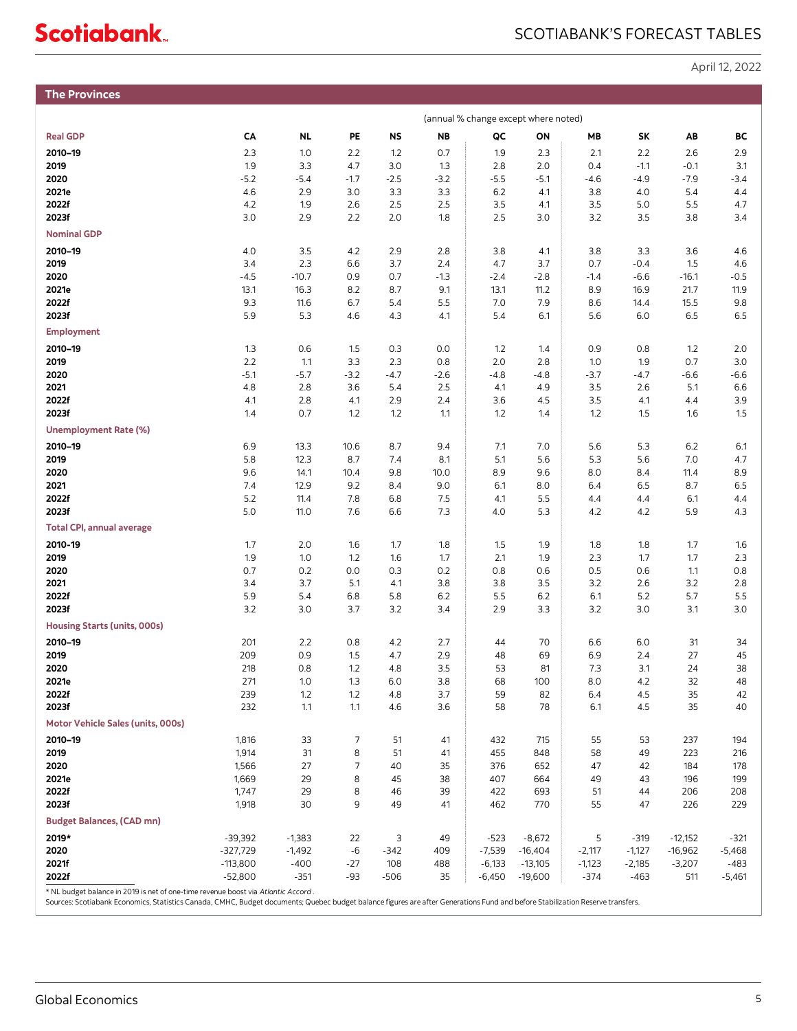April 12, 2022

## The Provinces

(annual % change except where noted)

| Real GDP | CA | NL | PE | NS | NB | QC | ON | MB | SK | AB | BC |
|---|---|---|---|---|---|---|---|---|---|---|---|
| 2010–19 | 2.3 | 1.0 | 2.2 | 1.2 | 0.7 | 1.9 | 2.3 | 2.1 | 2.2 | 2.6 | 2.9 |
| 2019 | 1.9 | 3.3 | 4.7 | 3.0 | 1.3 | 2.8 | 2.0 | 0.4 | -1.1 | -0.1 | 3.1 |
| 2020 | -5.2 | -5.4 | -1.7 | -2.5 | -3.2 | -5.5 | -5.1 | -4.6 | -4.9 | -7.9 | -3.4 |
| 2021e | 4.6 | 2.9 | 3.0 | 3.3 | 3.3 | 6.2 | 4.1 | 3.8 | 4.0 | 5.4 | 4.4 |
| 2022f | 4.2 | 1.9 | 2.6 | 2.5 | 2.5 | 3.5 | 4.1 | 3.5 | 5.0 | 5.5 | 4.7 |
| 2023f | 3.0 | 2.9 | 2.2 | 2.0 | 1.8 | 2.5 | 3.0 | 3.2 | 3.5 | 3.8 | 3.4 |
| **Nominal GDP** | | | | | | | | | | | |
| 2010–19 | 4.0 | 3.5 | 4.2 | 2.9 | 2.8 | 3.8 | 4.1 | 3.8 | 3.3 | 3.6 | 4.6 |
| 2019 | 3.4 | 2.3 | 6.6 | 3.7 | 2.4 | 4.7 | 3.7 | 0.7 | -0.4 | 1.5 | 4.6 |
| 2020 | -4.5 | -10.7 | 0.9 | 0.7 | -1.3 | -2.4 | -2.8 | -1.4 | -6.6 | -16.1 | -0.5 |
| 2021e | 13.1 | 16.3 | 8.2 | 8.7 | 9.1 | 13.1 | 11.2 | 8.9 | 16.9 | 21.7 | 11.9 |
| 2022f | 9.3 | 11.6 | 6.7 | 5.4 | 5.5 | 7.0 | 7.9 | 8.6 | 14.4 | 15.5 | 9.8 |
| 2023f | 5.9 | 5.3 | 4.6 | 4.3 | 4.1 | 5.4 | 6.1 | 5.6 | 6.0 | 6.5 | 6.5 |
| **Employment** | | | | | | | | | | | |
| 2010–19 | 1.3 | 0.6 | 1.5 | 0.3 | 0.0 | 1.2 | 1.4 | 0.9 | 0.8 | 1.2 | 2.0 |
| 2019 | 2.2 | 1.1 | 3.3 | 2.3 | 0.8 | 2.0 | 2.8 | 1.0 | 1.9 | 0.7 | 3.0 |
| 2020 | -5.1 | -5.7 | -3.2 | -4.7 | -2.6 | -4.8 | -4.8 | -3.7 | -4.7 | -6.6 | -6.6 |
| 2021 | 4.8 | 2.8 | 3.6 | 5.4 | 2.5 | 4.1 | 4.9 | 3.5 | 2.6 | 5.1 | 6.6 |
| 2022f | 4.1 | 2.8 | 4.1 | 2.9 | 2.4 | 3.6 | 4.5 | 3.5 | 4.1 | 4.4 | 3.9 |
| 2023f | 1.4 | 0.7 | 1.2 | 1.2 | 1.1 | 1.2 | 1.4 | 1.2 | 1.5 | 1.6 | 1.5 |
| **Unemployment Rate (%)** | | | | | | | | | | | |
| 2010–19 | 6.9 | 13.3 | 10.6 | 8.7 | 9.4 | 7.1 | 7.0 | 5.6 | 5.3 | 6.2 | 6.1 |
| 2019 | 5.8 | 12.3 | 8.7 | 7.4 | 8.1 | 5.1 | 5.6 | 5.3 | 5.6 | 7.0 | 4.7 |
| 2020 | 9.6 | 14.1 | 10.4 | 9.8 | 10.0 | 8.9 | 9.6 | 8.0 | 8.4 | 11.4 | 8.9 |
| 2021 | 7.4 | 12.9 | 9.2 | 8.4 | 9.0 | 6.1 | 8.0 | 6.4 | 6.5 | 8.7 | 6.5 |
| 2022f | 5.2 | 11.4 | 7.8 | 6.8 | 7.5 | 4.1 | 5.5 | 4.4 | 4.4 | 6.1 | 4.4 |
| 2023f | 5.0 | 11.0 | 7.6 | 6.6 | 7.3 | 4.0 | 5.3 | 4.2 | 4.2 | 5.9 | 4.3 |
| **Total CPI, annual average** | | | | | | | | | | | |
| 2010–19 | 1.7 | 2.0 | 1.6 | 1.7 | 1.8 | 1.5 | 1.9 | 1.8 | 1.8 | 1.7 | 1.6 |
| 2019 | 1.9 | 1.0 | 1.2 | 1.6 | 1.7 | 2.1 | 1.9 | 2.3 | 1.7 | 1.7 | 2.3 |
| 2020 | 0.7 | 0.2 | 0.0 | 0.3 | 0.2 | 0.8 | 0.6 | 0.5 | 0.6 | 1.1 | 0.8 |
| 2021 | 3.4 | 3.7 | 5.1 | 4.1 | 3.8 | 3.8 | 3.5 | 3.2 | 2.6 | 3.2 | 2.8 |
| 2022f | 5.9 | 5.4 | 6.8 | 5.8 | 6.2 | 5.5 | 6.2 | 6.1 | 5.2 | 5.7 | 5.5 |
| 2023f | 3.2 | 3.0 | 3.7 | 3.2 | 3.4 | 2.9 | 3.3 | 3.2 | 3.0 | 3.1 | 3.0 |
| **Housing Starts (units, 000s)** | | | | | | | | | | | |
| 2010–19 | 201 | 2.2 | 0.8 | 4.2 | 2.7 | 44 | 70 | 6.6 | 6.0 | 31 | 34 |
| 2019 | 209 | 0.9 | 1.5 | 4.7 | 2.9 | 48 | 69 | 6.9 | 2.4 | 27 | 45 |
| 2020 | 218 | 0.8 | 1.2 | 4.8 | 3.5 | 53 | 81 | 7.3 | 3.1 | 24 | 38 |
| 2021e | 271 | 1.0 | 1.3 | 6.0 | 3.8 | 68 | 100 | 8.0 | 4.2 | 32 | 48 |
| 2022f | 239 | 1.2 | 1.2 | 4.8 | 3.7 | 59 | 82 | 6.4 | 4.5 | 35 | 42 |
| 2023f | 232 | 1.1 | 1.1 | 4.6 | 3.6 | 58 | 78 | 6.1 | 4.5 | 35 | 40 |
| **Motor Vehicle Sales (units, 000s)** | | | | | | | | | | | |
| 2010–19 | 1,816 | 33 | 7 | 51 | 41 | 432 | 715 | 55 | 53 | 237 | 194 |
| 2019 | 1,914 | 31 | 8 | 51 | 41 | 455 | 848 | 58 | 49 | 223 | 216 |
| 2020 | 1,566 | 27 | 7 | 40 | 35 | 376 | 652 | 47 | 42 | 184 | 178 |
| 2021e | 1,669 | 29 | 8 | 45 | 38 | 407 | 664 | 49 | 43 | 196 | 199 |
| 2022f | 1,747 | 29 | 8 | 46 | 39 | 422 | 693 | 51 | 44 | 206 | 208 |
| 2023f | 1,918 | 30 | 9 | 49 | 41 | 462 | 770 | 55 | 47 | 226 | 229 |
| **Budget Balances, (CAD mn)** | | | | | | | | | | | |
| 2019* | -39,392 | -1,383 | 22 | 3 | 49 | -523 | -8,672 | 5 | -319 | -12,152 | -321 |
| 2020 | -327,729 | -1,492 | -6 | -342 | 409 | -7,539 | -16,404 | -2,117 | -1,127 | -16,962 | -5,468 |
| 2021f | -113,800 | -400 | -27 | 108 | 488 | -6,133 | -13,105 | -1,123 | -2,185 | -3,207 | -483 |
| 2022f | -52,800 | -351 | -93 | -506 | 35 | -6,450 | -19,600 | -374 | -463 | 511 | -5,461 |

* NL budget balance in 2019 is net of one-time revenue boost via *Atlantic Accord*.
Sources: Scotiabank Economics, Statistics Canada, CMHC, Budget documents; Quebec budget balance figures are after Generations Fund and before Stabilization Reserve transfers.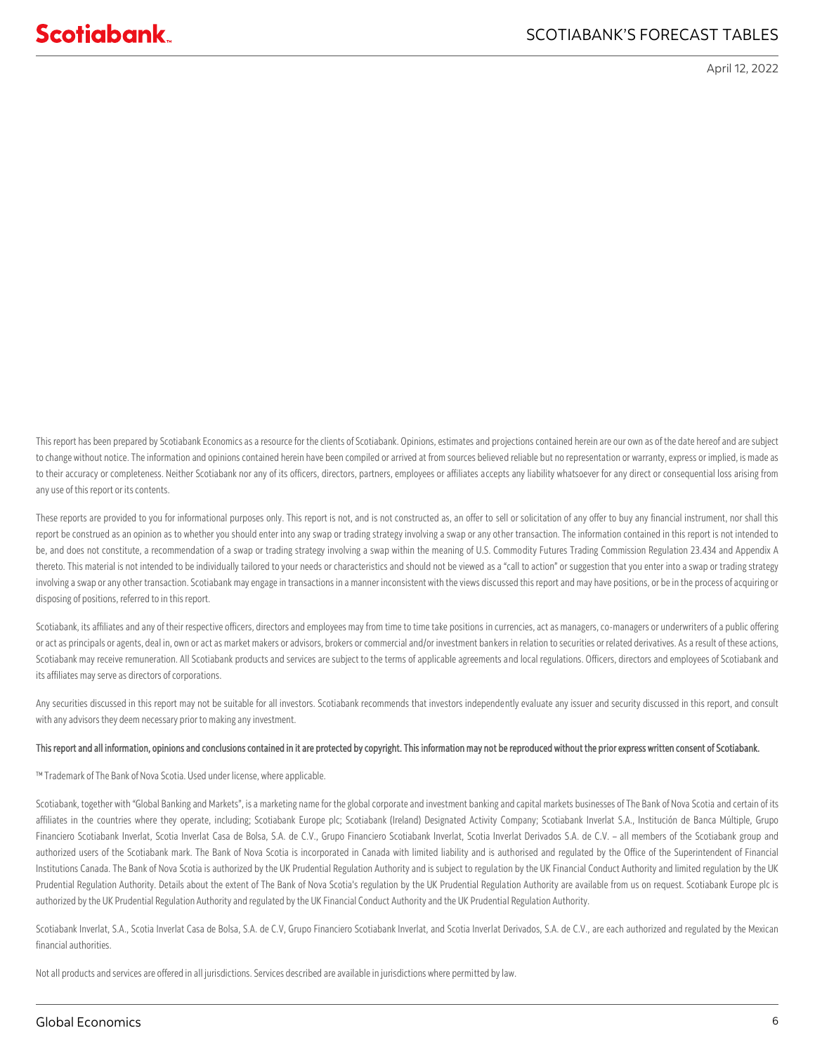This report has been prepared by Scotiabank Economics as a resource for the clients of Scotiabank. Opinions, estimates and projections contained herein are our own as of the date hereof and are subject to change without notice. The information and opinions contained herein have been compiled or arrived at from sources believed reliable but no representation or warranty, express or implied, is made as to their accuracy or completeness. Neither Scotiabank nor any of its officers, directors, partners, employees or affiliates accepts any liability whatsoever for any direct or consequential loss arising from any use of this report or its contents.

These reports are provided to you for informational purposes only. This report is not, and is not constructed as, an offer to sell or solicitation of any offer to buy any financial instrument, nor shall this report be construed as an opinion as to whether you should enter into any swap or trading strategy involving a swap or any other transaction. The information contained in this report is not intended to be, and does not constitute, a recommendation of a swap or trading strategy involving a swap within the meaning of U.S. Commodity Futures Trading Commission Regulation 23.434 and Appendix A thereto. This material is not intended to be individually tailored to your needs or characteristics and should not be viewed as a "call to action" or suggestion that you enter into a swap or trading strategy involving a swap or any other transaction. Scotiabank may engage in transactions in a manner inconsistent with the views discussed this report and may have positions, or be in the process of acquiring or disposing of positions, referred to in this report.

Scotiabank, its affiliates and any of their respective officers, directors and employees may from time to time take positions in currencies, act as managers, co-managers or underwriters of a public offering or act as principals or agents, deal in, own or act as market makers or advisors, brokers or commercial and/or investment bankers in relation to securities or related derivatives. As a result of these actions, Scotiabank may receive remuneration. All Scotiabank products and services are subject to the terms of applicable agreements and local regulations. Officers, directors and employees of Scotiabank and its affiliates may serve as directors of corporations.

Any securities discussed in this report may not be suitable for all investors. Scotiabank recommends that investors independently evaluate any issuer and security discussed in this report, and consult with any advisors they deem necessary prior to making any investment.

**This report and all information, opinions and conclusions contained in it are protected by copyright. This information may not be reproduced without the prior express written consent of Scotiabank.**

™ Trademark of The Bank of Nova Scotia. Used under license, where applicable.

Scotiabank, together with "Global Banking and Markets", is a marketing name for the global corporate and investment banking and capital markets businesses of The Bank of Nova Scotia and certain of its affiliates in the countries where they operate, including; Scotiabank Europe plc; Scotiabank (Ireland) Designated Activity Company; Scotiabank Inverlat S.A., Institución de Banca Múltiple, Grupo Financiero Scotiabank Inverlat, Scotia Inverlat Casa de Bolsa, S.A. de C.V., Grupo Financiero Scotiabank Inverlat, Scotia Inverlat Derivados S.A. de C.V. – all members of the Scotiabank group and authorized users of the Scotiabank mark. The Bank of Nova Scotia is incorporated in Canada with limited liability and is authorised and regulated by the Office of the Superintendent of Financial Institutions Canada. The Bank of Nova Scotia is authorized by the UK Prudential Regulation Authority and is subject to regulation by the UK Financial Conduct Authority and limited regulation by the UK Prudential Regulation Authority. Details about the extent of The Bank of Nova Scotia's regulation by the UK Prudential Regulation Authority are available from us on request. Scotiabank Europe plc is authorized by the UK Prudential Regulation Authority and regulated by the UK Financial Conduct Authority and the UK Prudential Regulation Authority.

Scotiabank Inverlat, S.A., Scotia Inverlat Casa de Bolsa, S.A. de C.V, Grupo Financiero Scotiabank Inverlat, and Scotia Inverlat Derivados, S.A. de C.V., are each authorized and regulated by the Mexican financial authorities.

Not all products and services are offered in all jurisdictions. Services described are available in jurisdictions where permitted by law.